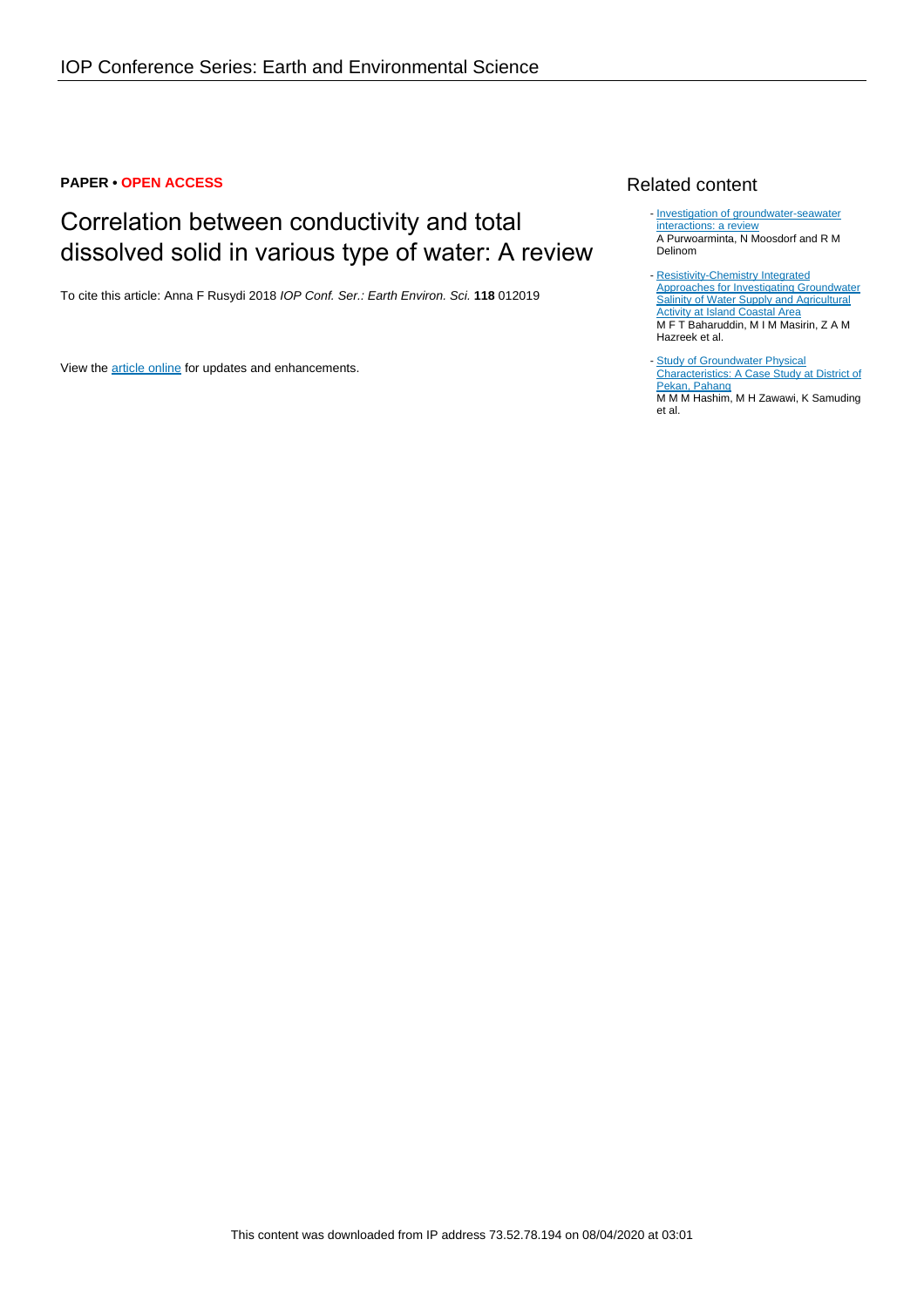**PAPER • OPEN ACCESS**

# Correlation between conductivity and total dissolved solid in various type of water: A review

To cite this article: Anna F Rusydi 2018 *IOP Conf. Ser.: Earth Environ. Sci.* **118** 012019

View the article online for updates and enhancements.

## Related content

- Investigation of groundwater-seawater interactions: a review
  A Purwoarminta, N Moosdorf and R M Delinom

- Resistivity-Chemistry Integrated Approaches for Investigating Groundwater Salinity of Water Supply and Agricultural Activity at Island Coastal Area
  M F T Baharuddin, M I M Masirin, Z A M Hazreek et al.

- Study of Groundwater Physical Characteristics: A Case Study at District of Pekan, Pahang
  M M M Hashim, M H Zawawi, K Samuding et al.

This content was downloaded from IP address 73.52.78.194 on 08/04/2020 at 03:01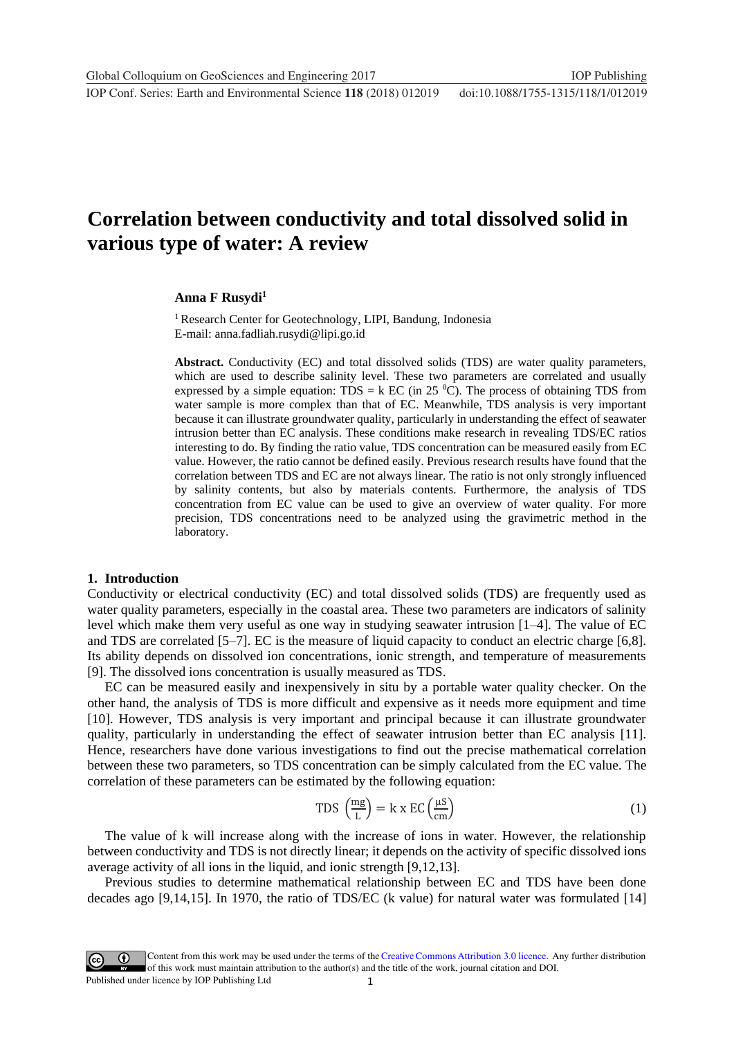# Correlation between conductivity and total dissolved solid in various type of water: A review

**Anna F Rusydi**[1]

[1] Research Center for Geotechnology, LIPI, Bandung, Indonesia
E-mail: anna.fadliah.rusydi@lipi.go.id

**Abstract.** Conductivity (EC) and total dissolved solids (TDS) are water quality parameters, which are used to describe salinity level. These two parameters are correlated and usually expressed by a simple equation: TDS = k EC (in 25 $^{0}$C). The process of obtaining TDS from water sample is more complex than that of EC. Meanwhile, TDS analysis is very important because it can illustrate groundwater quality, particularly in understanding the effect of seawater intrusion better than EC analysis. These conditions make research in revealing TDS/EC ratios interesting to do. By finding the ratio value, TDS concentration can be measured easily from EC value. However, the ratio cannot be defined easily. Previous research results have found that the correlation between TDS and EC are not always linear. The ratio is not only strongly influenced by salinity contents, but also by materials contents. Furthermore, the analysis of TDS concentration from EC value can be used to give an overview of water quality. For more precision, TDS concentrations need to be analyzed using the gravimetric method in the laboratory.

## 1. Introduction

Conductivity or electrical conductivity (EC) and total dissolved solids (TDS) are frequently used as water quality parameters, especially in the coastal area. These two parameters are indicators of salinity level which make them very useful as one way in studying seawater intrusion [1–4]. The value of EC and TDS are correlated [5–7]. EC is the measure of liquid capacity to conduct an electric charge [6,8]. Its ability depends on dissolved ion concentrations, ionic strength, and temperature of measurements [9]. The dissolved ions concentration is usually measured as TDS.

EC can be measured easily and inexpensively in situ by a portable water quality checker. On the other hand, the analysis of TDS is more difficult and expensive as it needs more equipment and time [10]. However, TDS analysis is very important and principal because it can illustrate groundwater quality, particularly in understanding the effect of seawater intrusion better than EC analysis [11]. Hence, researchers have done various investigations to find out the precise mathematical correlation between these two parameters, so TDS concentration can be simply calculated from the EC value. The correlation of these parameters can be estimated by the following equation:

$$\text{TDS}\ \left(\frac{\text{mg}}{\text{L}}\right) = \text{k x EC}\left(\frac{\mu\text{S}}{\text{cm}}\right) \tag{1}$$

The value of k will increase along with the increase of ions in water. However, the relationship between conductivity and TDS is not directly linear; it depends on the activity of specific dissolved ions average activity of all ions in the liquid, and ionic strength [9,12,13].

Previous studies to determine mathematical relationship between EC and TDS have been done decades ago [9,14,15]. In 1970, the ratio of TDS/EC (k value) for natural water was formulated [14]

Content from this work may be used under the terms of the Creative Commons Attribution 3.0 licence. Any further distribution of this work must maintain attribution to the author(s) and the title of the work, journal citation and DOI.
Published under licence by IOP Publishing Ltd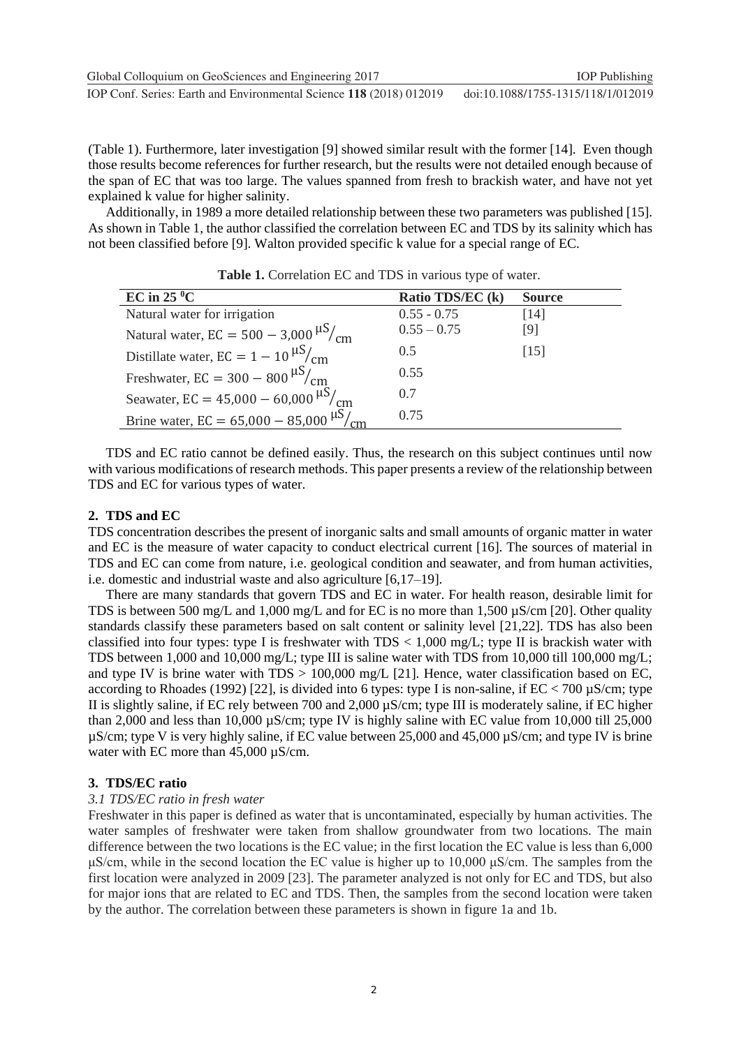(Table 1). Furthermore, later investigation [9] showed similar result with the former [14]. Even though those results become references for further research, but the results were not detailed enough because of the span of EC that was too large. The values spanned from fresh to brackish water, and have not yet explained k value for higher salinity.

Additionally, in 1989 a more detailed relationship between these two parameters was published [15]. As shown in Table 1, the author classified the correlation between EC and TDS by its salinity which has not been classified before [9]. Walton provided specific k value for a special range of EC.

**Table 1.** Correlation EC and TDS in various type of water.

| EC in 25 $^0$C | Ratio TDS/EC (k) | Source |
|---|---|---|
| Natural water for irrigation | 0.55 - 0.75 | [14] |
| Natural water, $\text{EC} = 500 - 3{,}000\ ^{\mu S}/_{cm}$ | 0.55 – 0.75 | [9] |
| Distillate water, $\text{EC} = 1 - 10\ ^{\mu S}/_{cm}$ | 0.5 | [15] |
| Freshwater, $\text{EC} = 300 - 800\ ^{\mu S}/_{cm}$ | 0.55 | |
| Seawater, $\text{EC} = 45{,}000 - 60{,}000\ ^{\mu S}/_{cm}$ | 0.7 | |
| Brine water, $\text{EC} = 65{,}000 - 85{,}000\ ^{\mu S}/_{cm}$ | 0.75 | |

TDS and EC ratio cannot be defined easily. Thus, the research on this subject continues until now with various modifications of research methods. This paper presents a review of the relationship between TDS and EC for various types of water.

## 2. TDS and EC

TDS concentration describes the present of inorganic salts and small amounts of organic matter in water and EC is the measure of water capacity to conduct electrical current [16]. The sources of material in TDS and EC can come from nature, i.e. geological condition and seawater, and from human activities, i.e. domestic and industrial waste and also agriculture [6,17–19].

There are many standards that govern TDS and EC in water. For health reason, desirable limit for TDS is between 500 mg/L and 1,000 mg/L and for EC is no more than 1,500 µS/cm [20]. Other quality standards classify these parameters based on salt content or salinity level [21,22]. TDS has also been classified into four types: type I is freshwater with TDS < 1,000 mg/L; type II is brackish water with TDS between 1,000 and 10,000 mg/L; type III is saline water with TDS from 10,000 till 100,000 mg/L; and type IV is brine water with TDS > 100,000 mg/L [21]. Hence, water classification based on EC, according to Rhoades (1992) [22], is divided into 6 types: type I is non-saline, if EC < 700 µS/cm; type II is slightly saline, if EC rely between 700 and 2,000 µS/cm; type III is moderately saline, if EC higher than 2,000 and less than 10,000 µS/cm; type IV is highly saline with EC value from 10,000 till 25,000 µS/cm; type V is very highly saline, if EC value between 25,000 and 45,000 µS/cm; and type IV is brine water with EC more than 45,000 µS/cm.

## 3. TDS/EC ratio

### *3.1 TDS/EC ratio in fresh water*

Freshwater in this paper is defined as water that is uncontaminated, especially by human activities. The water samples of freshwater were taken from shallow groundwater from two locations. The main difference between the two locations is the EC value; in the first location the EC value is less than 6,000 µS/cm, while in the second location the EC value is higher up to 10,000 µS/cm. The samples from the first location were analyzed in 2009 [23]. The parameter analyzed is not only for EC and TDS, but also for major ions that are related to EC and TDS. Then, the samples from the second location were taken by the author. The correlation between these parameters is shown in figure 1a and 1b.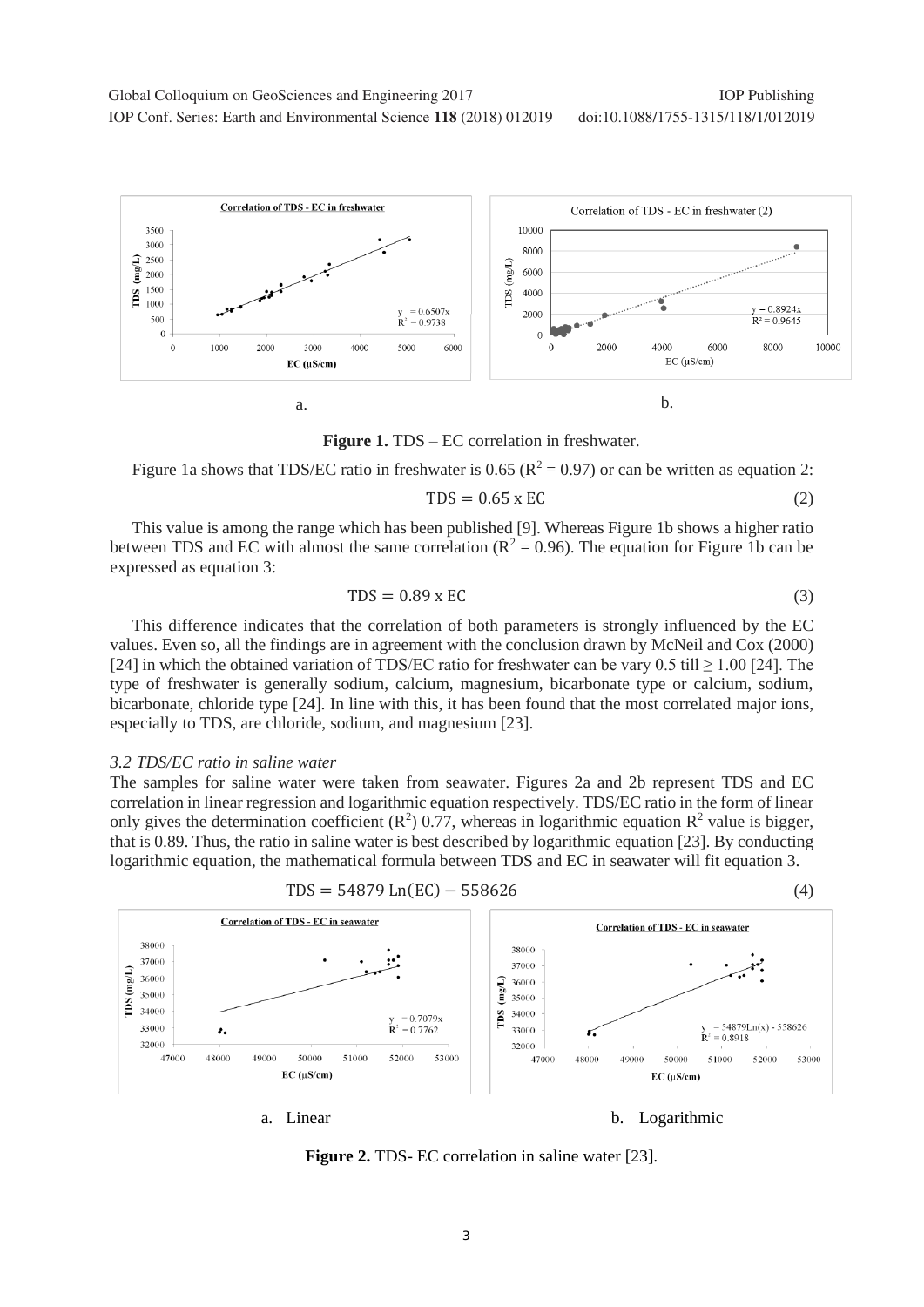a.

b.

**Figure 1.** TDS – EC correlation in freshwater.

Figure 1a shows that TDS/EC ratio in freshwater is 0.65 ($R^2 = 0.97$) or can be written as equation 2:

$$\text{TDS} = 0.65 \text{ x EC} \tag{2}$$

This value is among the range which has been published [9]. Whereas Figure 1b shows a higher ratio between TDS and EC with almost the same correlation ($R^2 = 0.96$). The equation for Figure 1b can be expressed as equation 3:

$$\text{TDS} = 0.89 \text{ x EC} \tag{3}$$

This difference indicates that the correlation of both parameters is strongly influenced by the EC values. Even so, all the findings are in agreement with the conclusion drawn by McNeil and Cox (2000) [24] in which the obtained variation of TDS/EC ratio for freshwater can be vary 0.5 till $\geq 1.00$ [24]. The type of freshwater is generally sodium, calcium, magnesium, bicarbonate type or calcium, sodium, bicarbonate, chloride type [24]. In line with this, it has been found that the most correlated major ions, especially to TDS, are chloride, sodium, and magnesium [23].

### *3.2 TDS/EC ratio in saline water*

The samples for saline water were taken from seawater. Figures 2a and 2b represent TDS and EC correlation in linear regression and logarithmic equation respectively. TDS/EC ratio in the form of linear only gives the determination coefficient ($R^2$) 0.77, whereas in logarithmic equation $R^2$ value is bigger, that is 0.89. Thus, the ratio in saline water is best described by logarithmic equation [23]. By conducting logarithmic equation, the mathematical formula between TDS and EC in seawater will fit equation 3.

$$\text{TDS} = 54879 \text{ Ln(EC)} - 558626 \tag{4}$$

a. Linear

b. Logarithmic

**Figure 2.** TDS- EC correlation in saline water [23].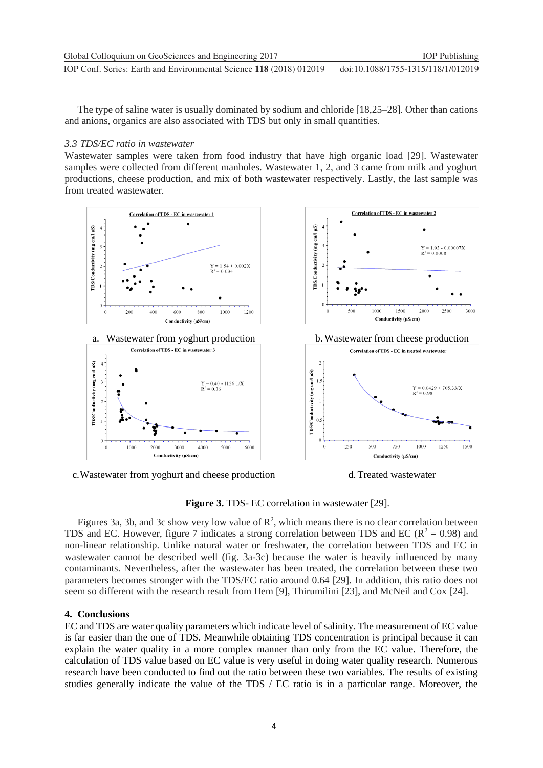The type of saline water is usually dominated by sodium and chloride [18,25–28]. Other than cations and anions, organics are also associated with TDS but only in small quantities.

### *3.3 TDS/EC ratio in wastewater*

Wastewater samples were taken from food industry that have high organic load [29]. Wastewater samples were collected from different manholes. Wastewater 1, 2, and 3 came from milk and yoghurt productions, cheese production, and mix of both wastewater respectively. Lastly, the last sample was from treated wastewater.

a. Wastewater from yoghurt production

b. Wastewater from cheese production

c. Wastewater from yoghurt and cheese production

d. Treated wastewater

**Figure 3.** TDS- EC correlation in wastewater [29].

Figures 3a, 3b, and 3c show very low value of $R^2$, which means there is no clear correlation between TDS and EC. However, figure 7 indicates a strong correlation between TDS and EC ($R^2$ = 0.98) and non-linear relationship. Unlike natural water or freshwater, the correlation between TDS and EC in wastewater cannot be described well (fig. 3a-3c) because the water is heavily influenced by many contaminants. Nevertheless, after the wastewater has been treated, the correlation between these two parameters becomes stronger with the TDS/EC ratio around 0.64 [29]. In addition, this ratio does not seem so different with the research result from Hem [9], Thirumilini [23], and McNeil and Cox [24].

## 4. Conclusions

EC and TDS are water quality parameters which indicate level of salinity. The measurement of EC value is far easier than the one of TDS. Meanwhile obtaining TDS concentration is principal because it can explain the water quality in a more complex manner than only from the EC value. Therefore, the calculation of TDS value based on EC value is very useful in doing water quality research. Numerous research have been conducted to find out the ratio between these two variables. The results of existing studies generally indicate the value of the TDS / EC ratio is in a particular range. Moreover, the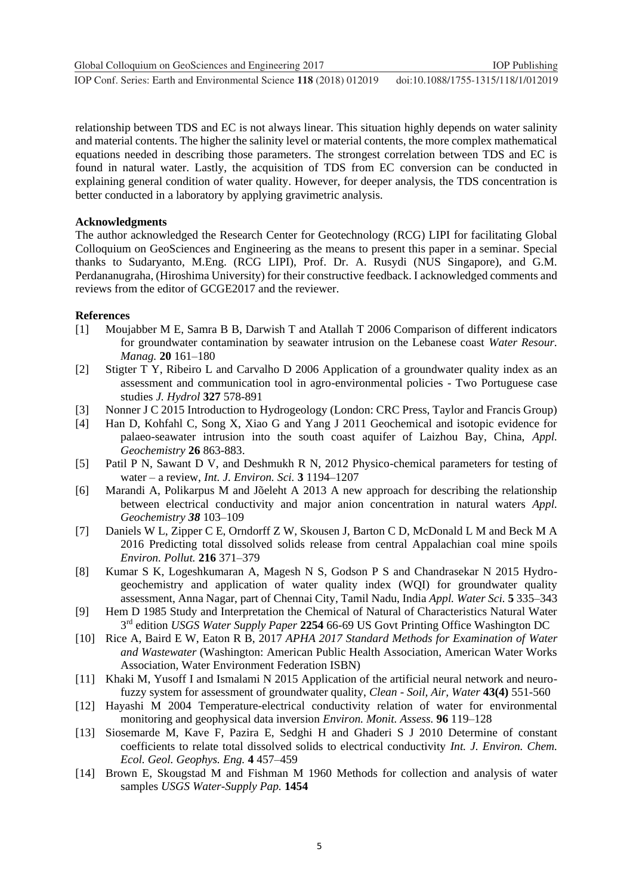relationship between TDS and EC is not always linear. This situation highly depends on water salinity and material contents. The higher the salinity level or material contents, the more complex mathematical equations needed in describing those parameters. The strongest correlation between TDS and EC is found in natural water. Lastly, the acquisition of TDS from EC conversion can be conducted in explaining general condition of water quality. However, for deeper analysis, the TDS concentration is better conducted in a laboratory by applying gravimetric analysis.

**Acknowledgments**

The author acknowledged the Research Center for Geotechnology (RCG) LIPI for facilitating Global Colloquium on GeoSciences and Engineering as the means to present this paper in a seminar. Special thanks to Sudaryanto, M.Eng. (RCG LIPI), Prof. Dr. A. Rusydi (NUS Singapore), and G.M. Perdananugraha, (Hiroshima University) for their constructive feedback. I acknowledged comments and reviews from the editor of GCGE2017 and the reviewer.

**References**

[1] Moujabber M E, Samra B B, Darwish T and Atallah T 2006 Comparison of different indicators for groundwater contamination by seawater intrusion on the Lebanese coast *Water Resour. Manag.* **20** 161–180

[2] Stigter T Y, Ribeiro L and Carvalho D 2006 Application of a groundwater quality index as an assessment and communication tool in agro-environmental policies - Two Portuguese case studies *J. Hydrol* **327** 578-891

[3] Nonner J C 2015 Introduction to Hydrogeology (London: CRC Press, Taylor and Francis Group)

[4] Han D, Kohfahl C, Song X, Xiao G and Yang J 2011 Geochemical and isotopic evidence for palaeo-seawater intrusion into the south coast aquifer of Laizhou Bay, China, *Appl. Geochemistry* **26** 863-883.

[5] Patil P N, Sawant D V, and Deshmukh R N, 2012 Physico-chemical parameters for testing of water – a review, *Int. J. Environ. Sci.* **3** 1194–1207

[6] Marandi A, Polikarpus M and Jõeleht A 2013 A new approach for describing the relationship between electrical conductivity and major anion concentration in natural waters *Appl. Geochemistry* ***38*** 103–109

[7] Daniels W L, Zipper C E, Orndorff Z W, Skousen J, Barton C D, McDonald L M and Beck M A 2016 Predicting total dissolved solids release from central Appalachian coal mine spoils *Environ. Pollut.* **216** 371–379

[8] Kumar S K, Logeshkumaran A, Magesh N S, Godson P S and Chandrasekar N 2015 Hydro-geochemistry and application of water quality index (WQI) for groundwater quality assessment, Anna Nagar, part of Chennai City, Tamil Nadu, India *Appl. Water Sci.* **5** 335–343

[9] Hem D 1985 Study and Interpretation the Chemical of Natural of Characteristics Natural Water 3rd edition *USGS Water Supply Paper* **2254** 66-69 US Govt Printing Office Washington DC

[10] Rice A, Baird E W, Eaton R B, 2017 *APHA 2017 Standard Methods for Examination of Water and Wastewater* (Washington: American Public Health Association, American Water Works Association, Water Environment Federation ISBN)

[11] Khaki M, Yusoff I and Ismalami N 2015 Application of the artificial neural network and neuro-fuzzy system for assessment of groundwater quality, *Clean - Soil, Air, Water* **43(4)** 551-560

[12] Hayashi M 2004 Temperature-electrical conductivity relation of water for environmental monitoring and geophysical data inversion *Environ. Monit. Assess.* **96** 119–128

[13] Siosemarde M, Kave F, Pazira E, Sedghi H and Ghaderi S J 2010 Determine of constant coefficients to relate total dissolved solids to electrical conductivity *Int. J. Environ. Chem. Ecol. Geol. Geophys. Eng.* **4** 457–459

[14] Brown E, Skougstad M and Fishman M 1960 Methods for collection and analysis of water samples *USGS Water-Supply Pap.* **1454**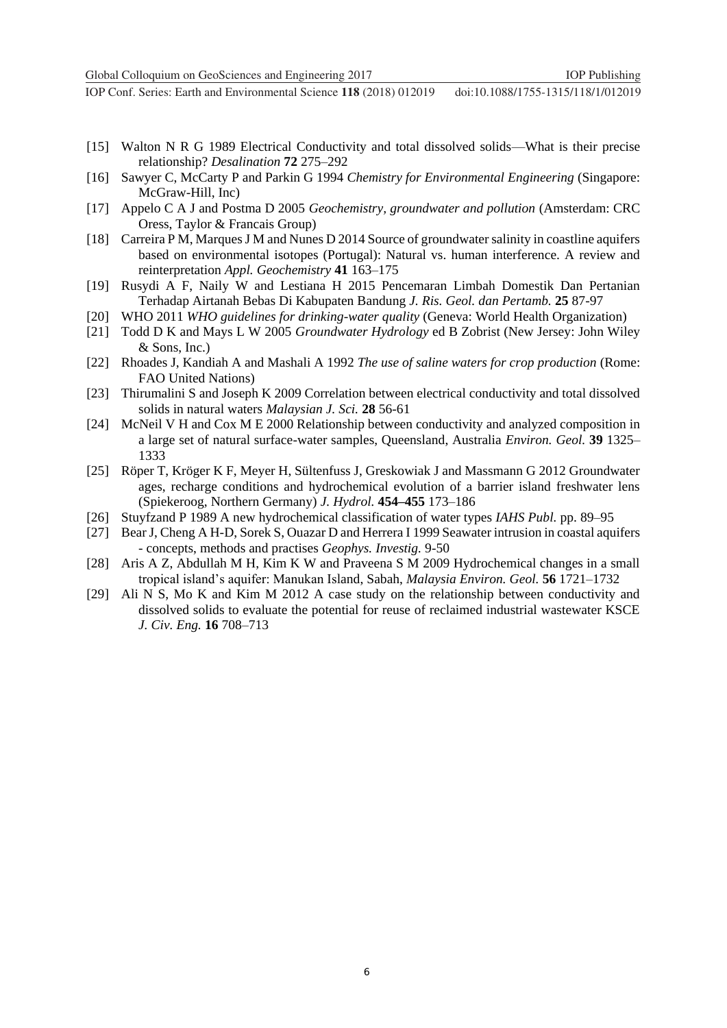[15] Walton N R G 1989 Electrical Conductivity and total dissolved solids—What is their precise relationship? *Desalination* **72** 275–292

[16] Sawyer C, McCarty P and Parkin G 1994 *Chemistry for Environmental Engineering* (Singapore: McGraw-Hill, Inc)

[17] Appelo C A J and Postma D 2005 *Geochemistry, groundwater and pollution* (Amsterdam: CRC Oress, Taylor & Francais Group)

[18] Carreira P M, Marques J M and Nunes D 2014 Source of groundwater salinity in coastline aquifers based on environmental isotopes (Portugal): Natural vs. human interference. A review and reinterpretation *Appl. Geochemistry* **41** 163–175

[19] Rusydi A F, Naily W and Lestiana H 2015 Pencemaran Limbah Domestik Dan Pertanian Terhadap Airtanah Bebas Di Kabupaten Bandung *J. Ris. Geol. dan Pertamb.* **25** 87-97

[20] WHO 2011 *WHO guidelines for drinking-water quality* (Geneva: World Health Organization)

[21] Todd D K and Mays L W 2005 *Groundwater Hydrology* ed B Zobrist (New Jersey: John Wiley & Sons, Inc.)

[22] Rhoades J, Kandiah A and Mashali A 1992 *The use of saline waters for crop production* (Rome: FAO United Nations)

[23] Thirumalini S and Joseph K 2009 Correlation between electrical conductivity and total dissolved solids in natural waters *Malaysian J. Sci.* **28** 56-61

[24] McNeil V H and Cox M E 2000 Relationship between conductivity and analyzed composition in a large set of natural surface-water samples, Queensland, Australia *Environ. Geol.* **39** 1325–1333

[25] Röper T, Kröger K F, Meyer H, Sültenfuss J, Greskowiak J and Massmann G 2012 Groundwater ages, recharge conditions and hydrochemical evolution of a barrier island freshwater lens (Spiekeroog, Northern Germany) *J. Hydrol.* **454–455** 173–186

[26] Stuyfzand P 1989 A new hydrochemical classification of water types *IAHS Publ.* pp. 89–95

[27] Bear J, Cheng A H-D, Sorek S, Ouazar D and Herrera I 1999 Seawater intrusion in coastal aquifers - concepts, methods and practises *Geophys. Investig.* 9-50

[28] Aris A Z, Abdullah M H, Kim K W and Praveena S M 2009 Hydrochemical changes in a small tropical island's aquifer: Manukan Island, Sabah, *Malaysia Environ. Geol.* **56** 1721–1732

[29] Ali N S, Mo K and Kim M 2012 A case study on the relationship between conductivity and dissolved solids to evaluate the potential for reuse of reclaimed industrial wastewater KSCE *J. Civ. Eng.* **16** 708–713